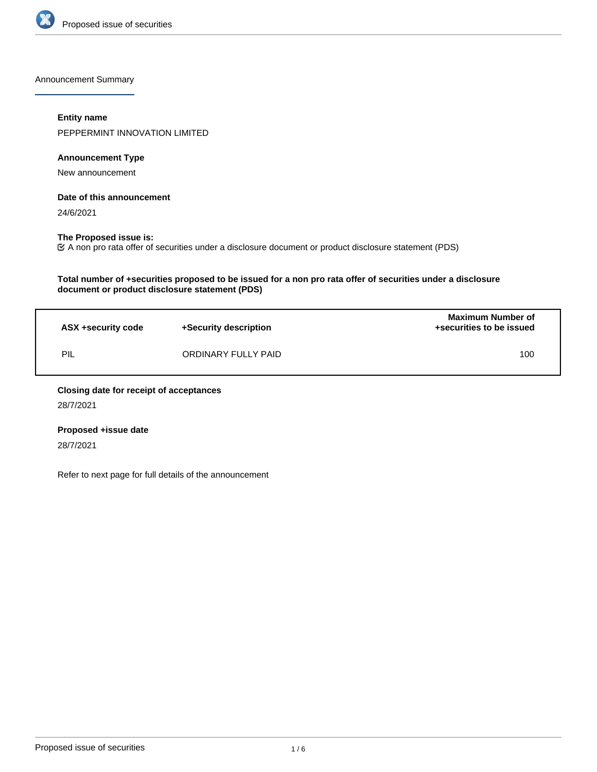Announcement Summary

**Entity name**

PEPPERMINT INNOVATION LIMITED

**Announcement Type**

New announcement

**Date of this announcement**

24/6/2021

**The Proposed issue is:**

☑ A non pro rata offer of securities under a disclosure document or product disclosure statement (PDS)

**Total number of +securities proposed to be issued for a non pro rata offer of securities under a disclosure document or product disclosure statement (PDS)**

| ASX +security code | +Security description | Maximum Number of +securities to be issued |
| --- | --- | --- |
| PIL | ORDINARY FULLY PAID | 100 |

**Closing date for receipt of acceptances**

28/7/2021

**Proposed +issue date**

28/7/2021

Refer to next page for full details of the announcement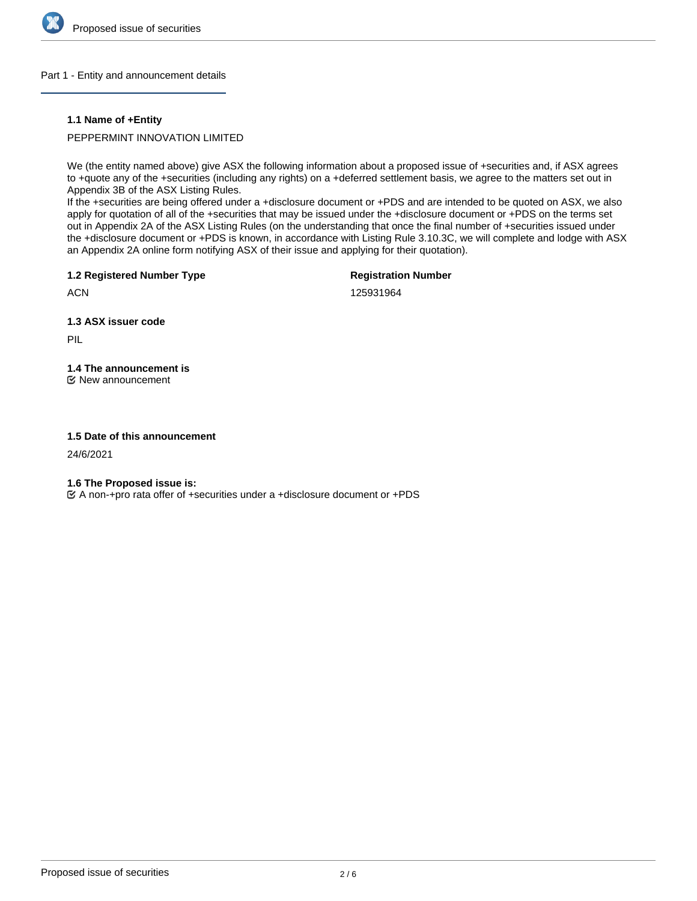## Part 1 - Entity and announcement details

### 1.1 Name of +Entity

PEPPERMINT INNOVATION LIMITED

We (the entity named above) give ASX the following information about a proposed issue of +securities and, if ASX agrees to +quote any of the +securities (including any rights) on a +deferred settlement basis, we agree to the matters set out in Appendix 3B of the ASX Listing Rules.
If the +securities are being offered under a +disclosure document or +PDS and are intended to be quoted on ASX, we also apply for quotation of all of the +securities that may be issued under the +disclosure document or +PDS on the terms set out in Appendix 2A of the ASX Listing Rules (on the understanding that once the final number of +securities issued under the +disclosure document or +PDS is known, in accordance with Listing Rule 3.10.3C, we will complete and lodge with ASX an Appendix 2A online form notifying ASX of their issue and applying for their quotation).

### 1.2 Registered Number Type

ACN

### Registration Number

125931964

### 1.3 ASX issuer code

PIL

### 1.4 The announcement is

☑ New announcement

### 1.5 Date of this announcement

24/6/2021

### 1.6 The Proposed issue is:

☑ A non-+pro rata offer of +securities under a +disclosure document or +PDS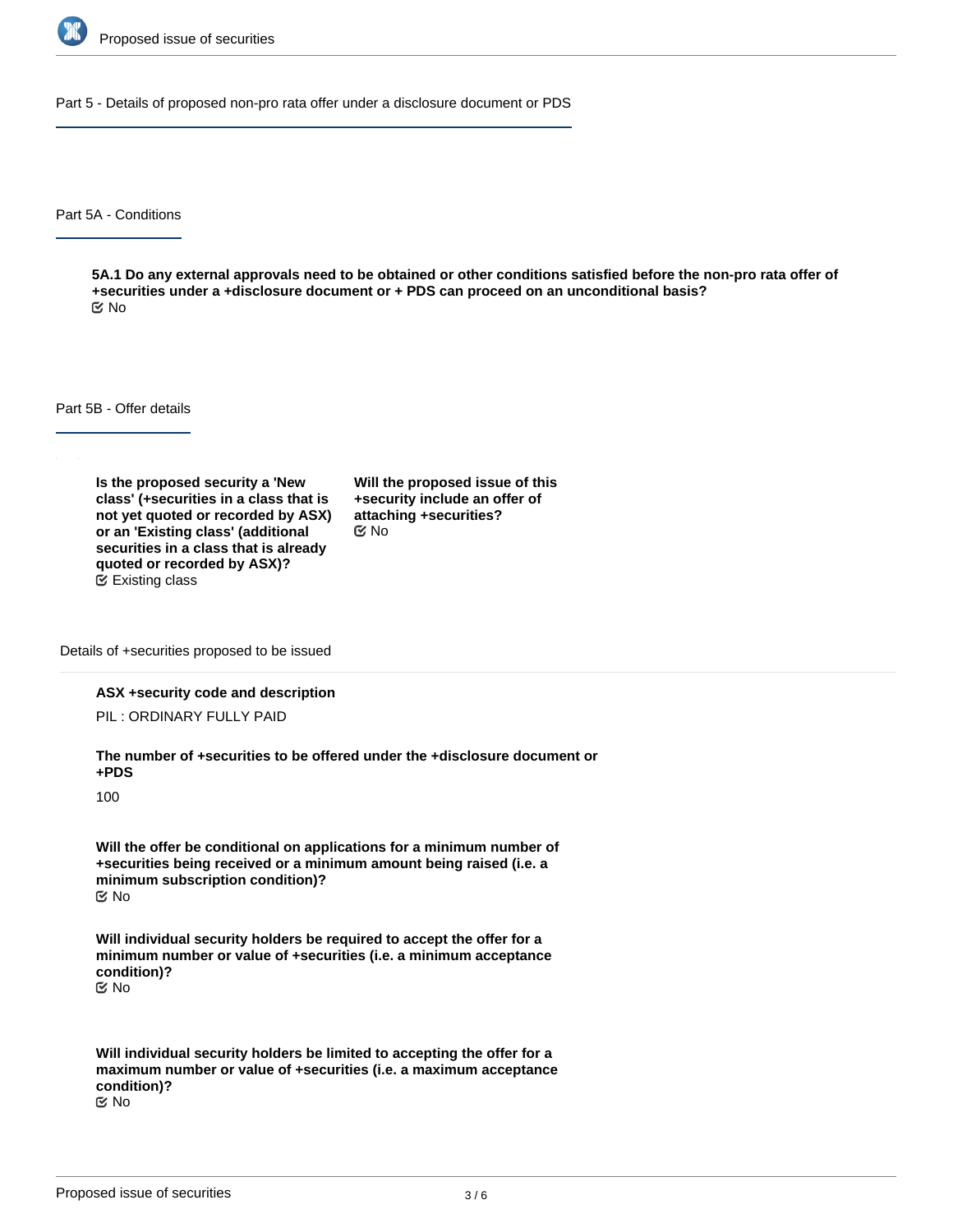## Part 5 - Details of proposed non-pro rata offer under a disclosure document or PDS

### Part 5A - Conditions

**5A.1 Do any external approvals need to be obtained or other conditions satisfied before the non-pro rata offer of +securities under a +disclosure document or + PDS can proceed on an unconditional basis?**

No

### Part 5B - Offer details

**Is the proposed security a 'New class' (+securities in a class that is not yet quoted or recorded by ASX) or an 'Existing class' (additional securities in a class that is already quoted or recorded by ASX)?**

Existing class

**Will the proposed issue of this +security include an offer of attaching +securities?**

No

#### Details of +securities proposed to be issued

**ASX +security code and description**

PIL : ORDINARY FULLY PAID

**The number of +securities to be offered under the +disclosure document or +PDS**

100

**Will the offer be conditional on applications for a minimum number of +securities being received or a minimum amount being raised (i.e. a minimum subscription condition)?**

No

**Will individual security holders be required to accept the offer for a minimum number or value of +securities (i.e. a minimum acceptance condition)?**

No

**Will individual security holders be limited to accepting the offer for a maximum number or value of +securities (i.e. a maximum acceptance condition)?**

No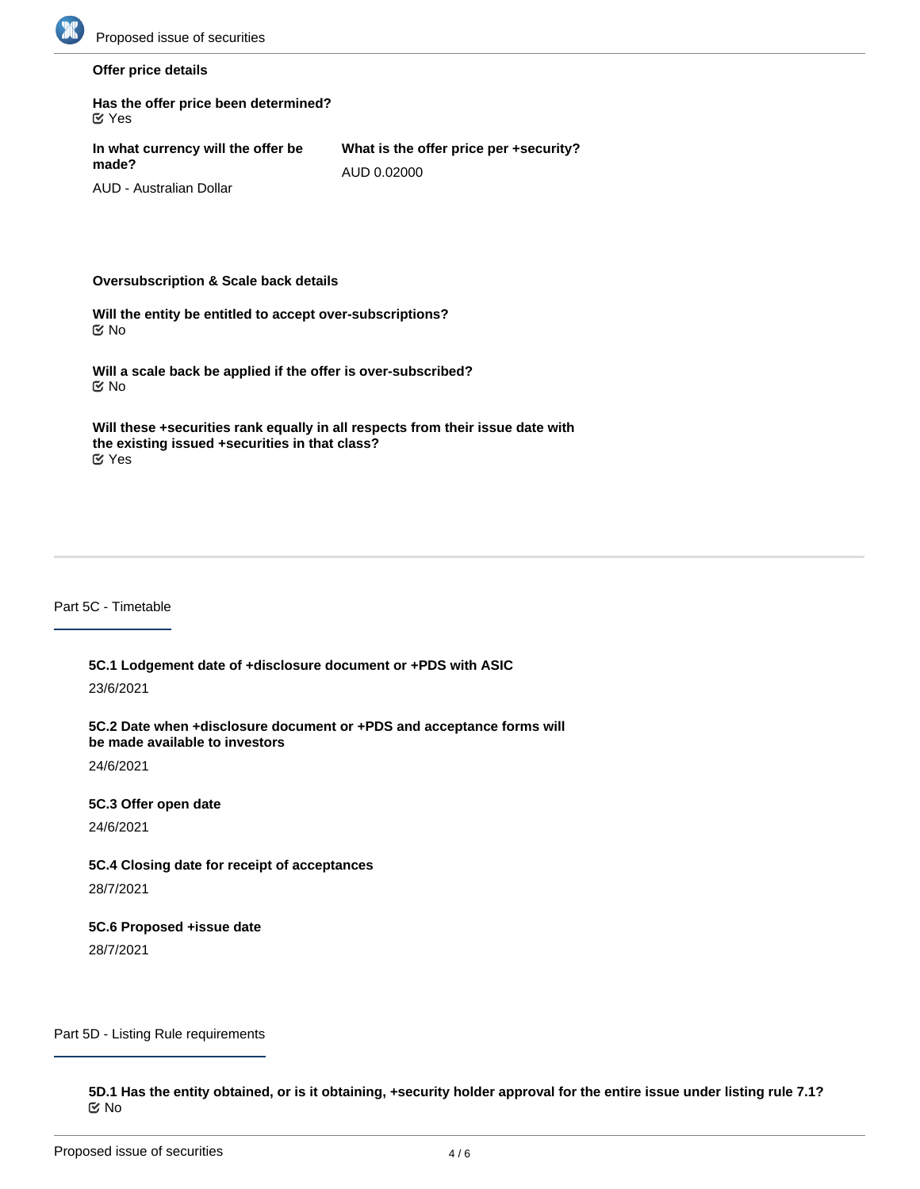**Offer price details**

**Has the offer price been determined?**
☑ Yes

**In what currency will the offer be made?**
AUD - Australian Dollar

**What is the offer price per +security?**
AUD 0.02000

**Oversubscription & Scale back details**

**Will the entity be entitled to accept over-subscriptions?**
☑ No

**Will a scale back be applied if the offer is over-subscribed?**
☑ No

**Will these +securities rank equally in all respects from their issue date with the existing issued +securities in that class?**
☑ Yes

## Part 5C - Timetable

**5C.1 Lodgement date of +disclosure document or +PDS with ASIC**
23/6/2021

**5C.2 Date when +disclosure document or +PDS and acceptance forms will be made available to investors**
24/6/2021

**5C.3 Offer open date**
24/6/2021

**5C.4 Closing date for receipt of acceptances**
28/7/2021

**5C.6 Proposed +issue date**
28/7/2021

## Part 5D - Listing Rule requirements

**5D.1 Has the entity obtained, or is it obtaining, +security holder approval for the entire issue under listing rule 7.1?**
☑ No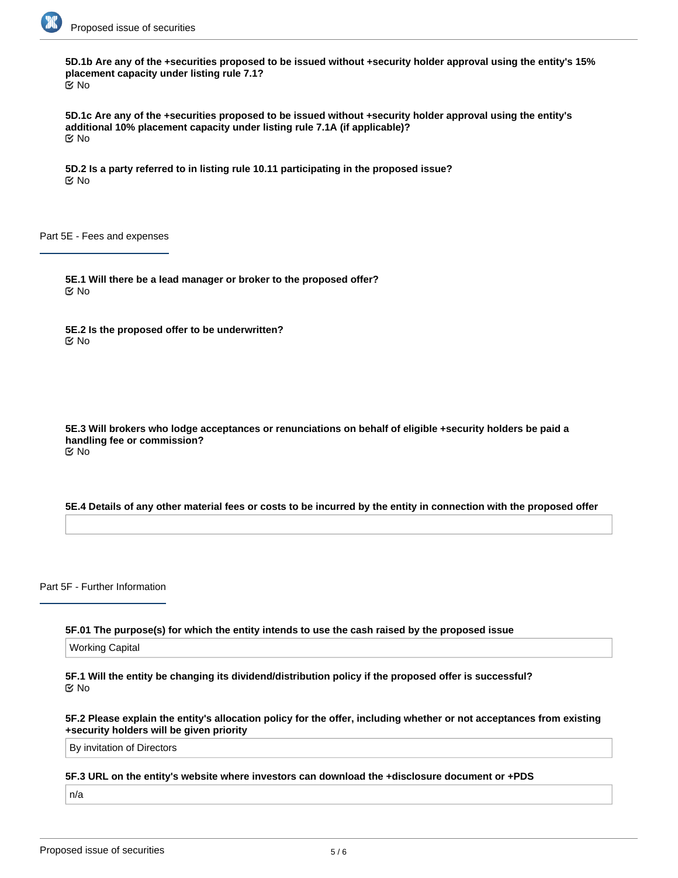**5D.1b Are any of the +securities proposed to be issued without +security holder approval using the entity's 15% placement capacity under listing rule 7.1?**

No

**5D.1c Are any of the +securities proposed to be issued without +security holder approval using the entity's additional 10% placement capacity under listing rule 7.1A (if applicable)?**

No

**5D.2 Is a party referred to in listing rule 10.11 participating in the proposed issue?**

No

## Part 5E - Fees and expenses

**5E.1 Will there be a lead manager or broker to the proposed offer?**

No

**5E.2 Is the proposed offer to be underwritten?**

No

**5E.3 Will brokers who lodge acceptances or renunciations on behalf of eligible +security holders be paid a handling fee or commission?**

No

**5E.4 Details of any other material fees or costs to be incurred by the entity in connection with the proposed offer**

## Part 5F - Further Information

**5F.01 The purpose(s) for which the entity intends to use the cash raised by the proposed issue**

Working Capital

**5F.1 Will the entity be changing its dividend/distribution policy if the proposed offer is successful?**

No

**5F.2 Please explain the entity's allocation policy for the offer, including whether or not acceptances from existing +security holders will be given priority**

By invitation of Directors

**5F.3 URL on the entity's website where investors can download the +disclosure document or +PDS**

n/a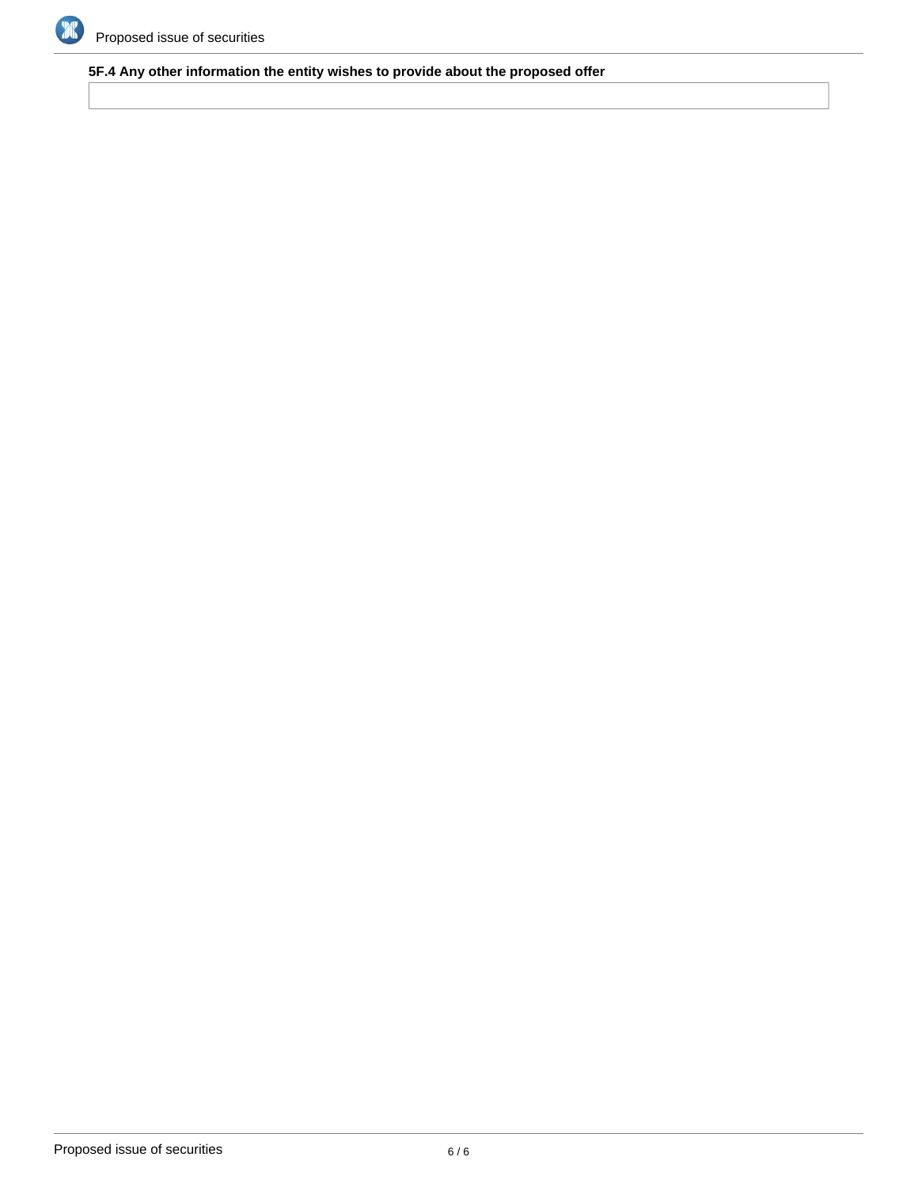**5F.4 Any other information the entity wishes to provide about the proposed offer**